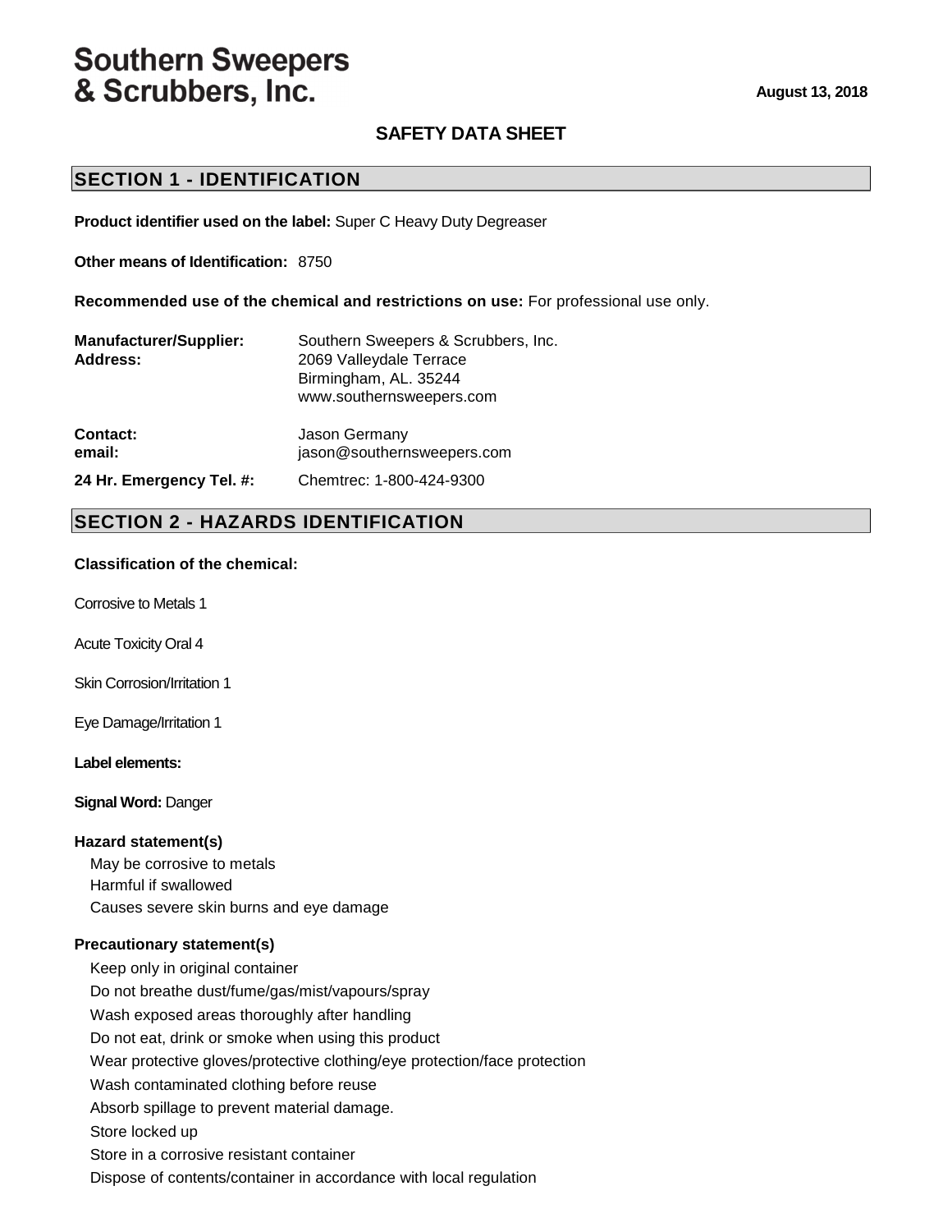# Southern Sweepers & Scrubbers, Inc.

**August 13, 2018**

## SAFETY DATA SHEET

## SECTION 1 - IDENTIFICATION

**Product identifier used on the label:** Super C Heavy Duty Degreaser

**Other means of Identification:** 8750

**Recommended use of the chemical and restrictions on use:** For professional use only.

**Manufacturer/Supplier:** Southern Sweepers & Scrubbers, Inc.
**Address:** 2069 Valleydale Terrace
Birmingham, AL. 35244
www.southernsweepers.com

**Contact:** Jason Germany
**email:** jason@southernsweepers.com

**24 Hr. Emergency Tel. #:** Chemtrec: 1-800-424-9300

## SECTION 2 - HAZARDS IDENTIFICATION

**Classification of the chemical:**

Corrosive to Metals 1

Acute Toxicity Oral 4

Skin Corrosion/Irritation 1

Eye Damage/Irritation 1

**Label elements:**

**Signal Word:** Danger

**Hazard statement(s)**

May be corrosive to metals
Harmful if swallowed
Causes severe skin burns and eye damage

**Precautionary statement(s)**

Keep only in original container
Do not breathe dust/fume/gas/mist/vapours/spray
Wash exposed areas thoroughly after handling
Do not eat, drink or smoke when using this product
Wear protective gloves/protective clothing/eye protection/face protection
Wash contaminated clothing before reuse
Absorb spillage to prevent material damage.
Store locked up
Store in a corrosive resistant container
Dispose of contents/container in accordance with local regulation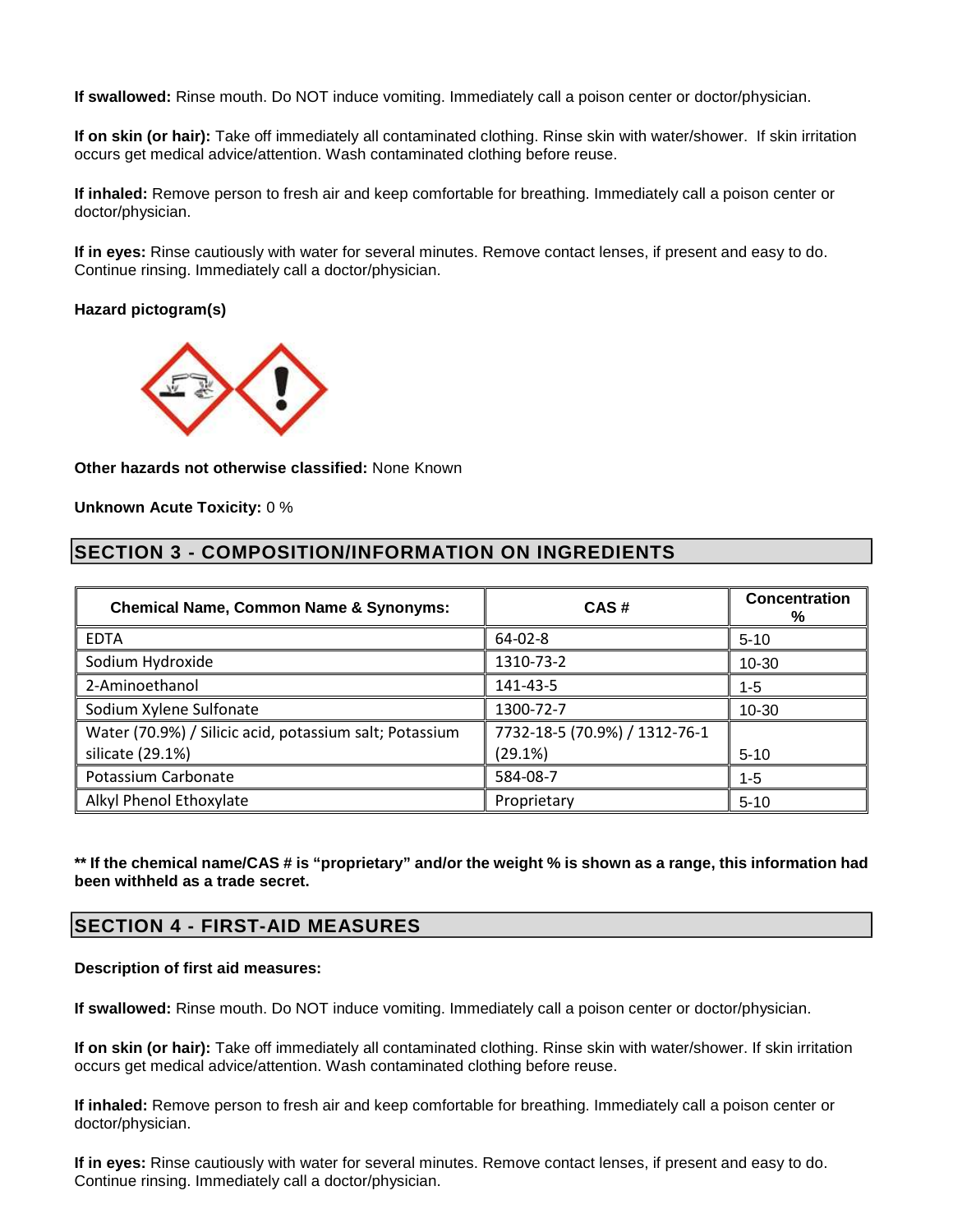**If swallowed:** Rinse mouth. Do NOT induce vomiting. Immediately call a poison center or doctor/physician.

**If on skin (or hair):** Take off immediately all contaminated clothing. Rinse skin with water/shower. If skin irritation occurs get medical advice/attention. Wash contaminated clothing before reuse.

**If inhaled:** Remove person to fresh air and keep comfortable for breathing. Immediately call a poison center or doctor/physician.

**If in eyes:** Rinse cautiously with water for several minutes. Remove contact lenses, if present and easy to do. Continue rinsing. Immediately call a doctor/physician.

**Hazard pictogram(s)**

**Other hazards not otherwise classified:** None Known

**Unknown Acute Toxicity:** 0 %

## SECTION 3 - COMPOSITION/INFORMATION ON INGREDIENTS

| Chemical Name, Common Name & Synonyms: | CAS # | Concentration % |
|---|---|---|
| EDTA | 64-02-8 | 5-10 |
| Sodium Hydroxide | 1310-73-2 | 10-30 |
| 2-Aminoethanol | 141-43-5 | 1-5 |
| Sodium Xylene Sulfonate | 1300-72-7 | 10-30 |
| Water (70.9%) / Silicic acid, potassium salt; Potassium silicate (29.1%) | 7732-18-5 (70.9%) / 1312-76-1 (29.1%) | 5-10 |
| Potassium Carbonate | 584-08-7 | 1-5 |
| Alkyl Phenol Ethoxylate | Proprietary | 5-10 |

**\*\* If the chemical name/CAS # is "proprietary" and/or the weight % is shown as a range, this information had been withheld as a trade secret.**

## SECTION 4 - FIRST-AID MEASURES

**Description of first aid measures:**

**If swallowed:** Rinse mouth. Do NOT induce vomiting. Immediately call a poison center or doctor/physician.

**If on skin (or hair):** Take off immediately all contaminated clothing. Rinse skin with water/shower. If skin irritation occurs get medical advice/attention. Wash contaminated clothing before reuse.

**If inhaled:** Remove person to fresh air and keep comfortable for breathing. Immediately call a poison center or doctor/physician.

**If in eyes:** Rinse cautiously with water for several minutes. Remove contact lenses, if present and easy to do. Continue rinsing. Immediately call a doctor/physician.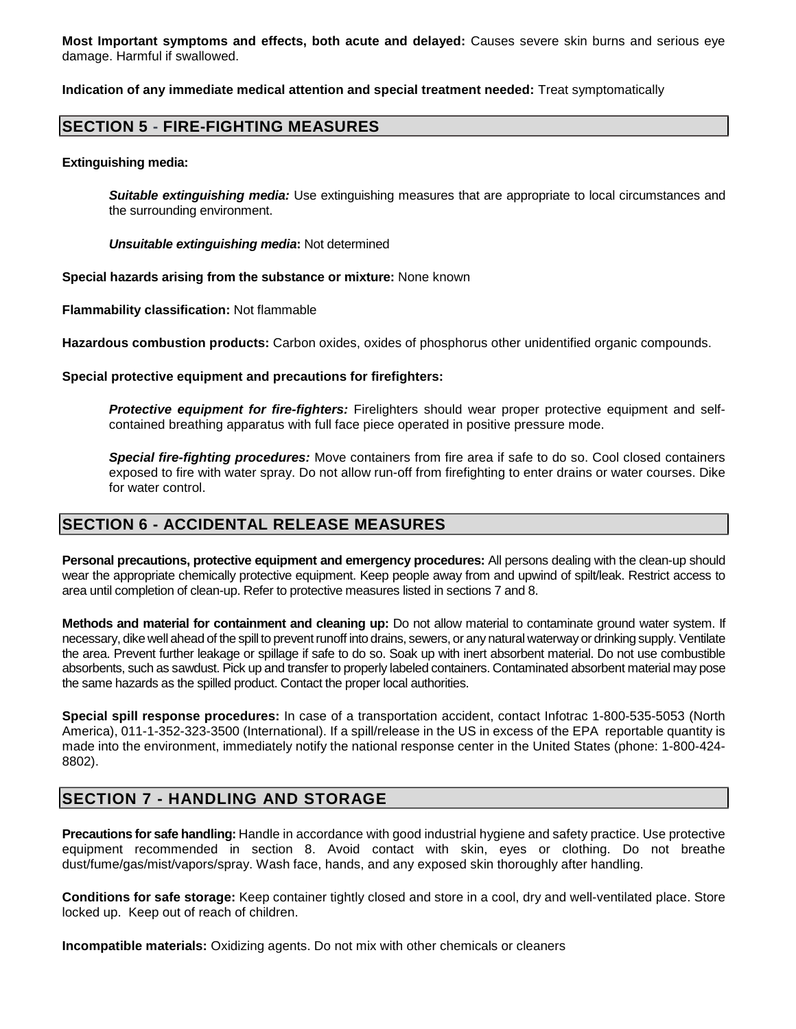**Most Important symptoms and effects, both acute and delayed:** Causes severe skin burns and serious eye damage. Harmful if swallowed.

**Indication of any immediate medical attention and special treatment needed:** Treat symptomatically

## SECTION 5 - FIRE-FIGHTING MEASURES

**Extinguishing media:**

***Suitable extinguishing media:*** Use extinguishing measures that are appropriate to local circumstances and the surrounding environment.

***Unsuitable extinguishing media*:** Not determined

**Special hazards arising from the substance or mixture:** None known

**Flammability classification:** Not flammable

**Hazardous combustion products:** Carbon oxides, oxides of phosphorus other unidentified organic compounds.

**Special protective equipment and precautions for firefighters:**

***Protective equipment for fire-fighters:*** Firelighters should wear proper protective equipment and self-contained breathing apparatus with full face piece operated in positive pressure mode.

***Special fire-fighting procedures:*** Move containers from fire area if safe to do so. Cool closed containers exposed to fire with water spray. Do not allow run-off from firefighting to enter drains or water courses. Dike for water control.

## SECTION 6 - ACCIDENTAL RELEASE MEASURES

**Personal precautions, protective equipment and emergency procedures:** All persons dealing with the clean-up should wear the appropriate chemically protective equipment. Keep people away from and upwind of spilt/leak. Restrict access to area until completion of clean-up. Refer to protective measures listed in sections 7 and 8.

**Methods and material for containment and cleaning up:** Do not allow material to contaminate ground water system. If necessary, dike well ahead of the spill to prevent runoff into drains, sewers, or any natural waterway or drinking supply. Ventilate the area. Prevent further leakage or spillage if safe to do so. Soak up with inert absorbent material. Do not use combustible absorbents, such as sawdust. Pick up and transfer to properly labeled containers. Contaminated absorbent material may pose the same hazards as the spilled product. Contact the proper local authorities.

**Special spill response procedures:** In case of a transportation accident, contact Infotrac 1-800-535-5053 (North America), 011-1-352-323-3500 (International). If a spill/release in the US in excess of the EPA reportable quantity is made into the environment, immediately notify the national response center in the United States (phone: 1-800-424-8802).

## SECTION 7 - HANDLING AND STORAGE

**Precautions for safe handling:** Handle in accordance with good industrial hygiene and safety practice. Use protective equipment recommended in section 8. Avoid contact with skin, eyes or clothing. Do not breathe dust/fume/gas/mist/vapors/spray. Wash face, hands, and any exposed skin thoroughly after handling.

**Conditions for safe storage:** Keep container tightly closed and store in a cool, dry and well-ventilated place. Store locked up. Keep out of reach of children.

**Incompatible materials:** Oxidizing agents. Do not mix with other chemicals or cleaners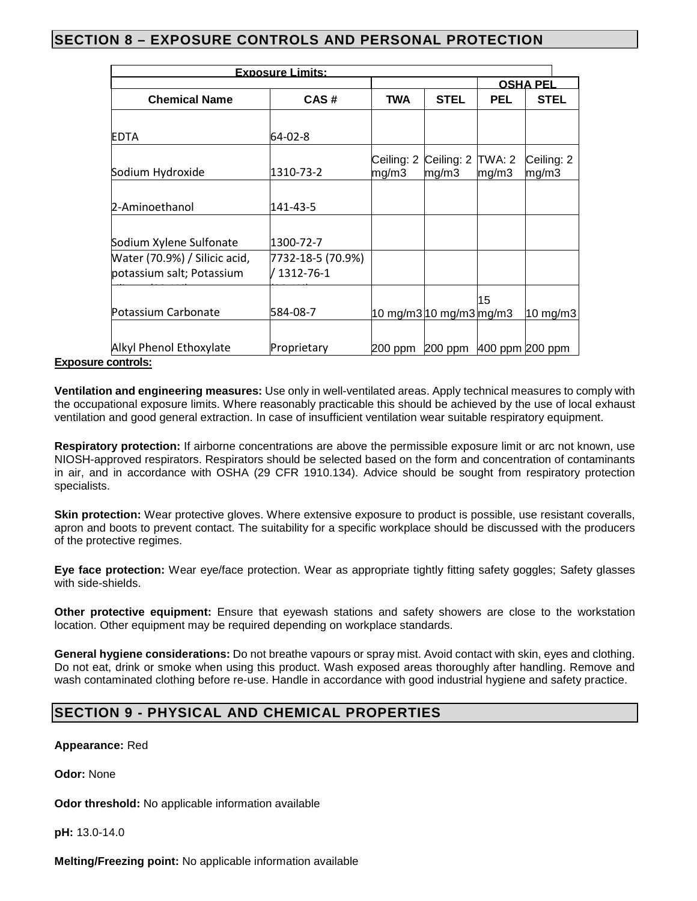## SECTION 8 – EXPOSURE CONTROLS AND PERSONAL PROTECTION

| Exposure Limits: | | | | | |
|---|---|---|---|---|---|
| | | | | OSHA PEL | |
| **Chemical Name** | **CAS #** | **TWA** | **STEL** | **PEL** | **STEL** |
| EDTA | 64-02-8 | | | | |
| Sodium Hydroxide | 1310-73-2 | Ceiling: 2 mg/m3 | Ceiling: 2 mg/m3 | TWA: 2 mg/m3 | Ceiling: 2 mg/m3 |
| 2-Aminoethanol | 141-43-5 | | | | |
| Sodium Xylene Sulfonate | 1300-72-7 | | | | |
| Water (70.9%) / Silicic acid, potassium salt; Potassium | 7732-18-5 (70.9%) / 1312-76-1 | | | | |
| Potassium Carbonate | 584-08-7 | 10 mg/m3 | 10 mg/m3 | 15 mg/m3 | 10 mg/m3 |
| Alkyl Phenol Ethoxylate | Proprietary | 200 ppm | 200 ppm | 400 ppm | 200 ppm |

**Exposure controls:**

**Ventilation and engineering measures:** Use only in well-ventilated areas. Apply technical measures to comply with the occupational exposure limits. Where reasonably practicable this should be achieved by the use of local exhaust ventilation and good general extraction. In case of insufficient ventilation wear suitable respiratory equipment.

**Respiratory protection:** If airborne concentrations are above the permissible exposure limit or arc not known, use NIOSH-approved respirators. Respirators should be selected based on the form and concentration of contaminants in air, and in accordance with OSHA (29 CFR 1910.134). Advice should be sought from respiratory protection specialists.

**Skin protection:** Wear protective gloves. Where extensive exposure to product is possible, use resistant coveralls, apron and boots to prevent contact. The suitability for a specific workplace should be discussed with the producers of the protective regimes.

**Eye face protection:** Wear eye/face protection. Wear as appropriate tightly fitting safety goggles; Safety glasses with side-shields.

**Other protective equipment:** Ensure that eyewash stations and safety showers are close to the workstation location. Other equipment may be required depending on workplace standards.

**General hygiene considerations:** Do not breathe vapours or spray mist. Avoid contact with skin, eyes and clothing. Do not eat, drink or smoke when using this product. Wash exposed areas thoroughly after handling. Remove and wash contaminated clothing before re-use. Handle in accordance with good industrial hygiene and safety practice.

## SECTION 9 - PHYSICAL AND CHEMICAL PROPERTIES

**Appearance:** Red

**Odor:** None

**Odor threshold:** No applicable information available

**pH:** 13.0-14.0

**Melting/Freezing point:** No applicable information available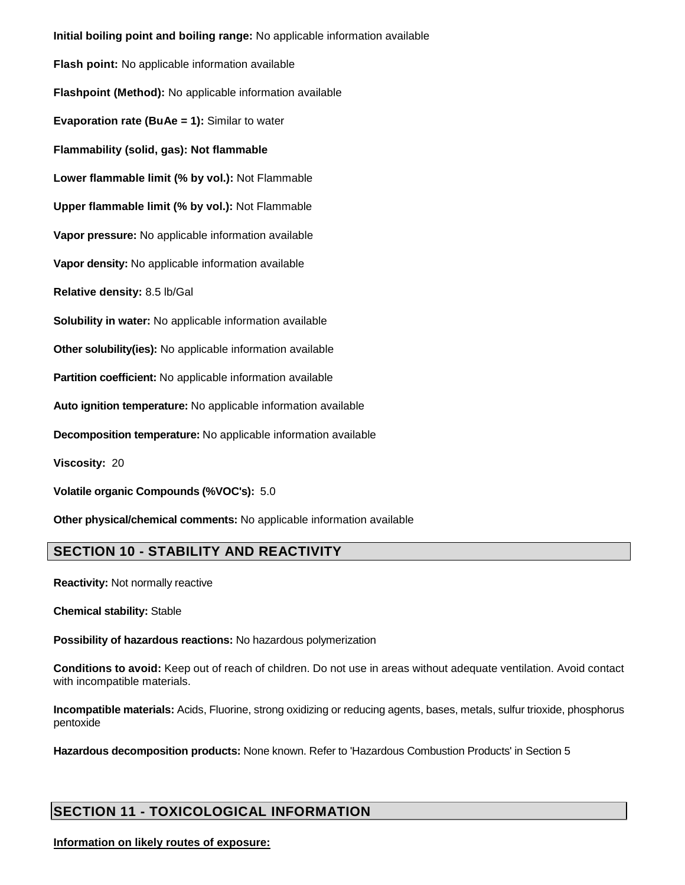**Initial boiling point and boiling range:** No applicable information available

**Flash point:** No applicable information available

**Flashpoint (Method):** No applicable information available

**Evaporation rate (BuAe = 1):** Similar to water

**Flammability (solid, gas): Not flammable**

**Lower flammable limit (% by vol.):** Not Flammable

**Upper flammable limit (% by vol.):** Not Flammable

**Vapor pressure:** No applicable information available

**Vapor density:** No applicable information available

**Relative density:** 8.5 lb/Gal

**Solubility in water:** No applicable information available

**Other solubility(ies):** No applicable information available

**Partition coefficient:** No applicable information available

**Auto ignition temperature:** No applicable information available

**Decomposition temperature:** No applicable information available

**Viscosity:** 20

**Volatile organic Compounds (%VOC's):** 5.0

**Other physical/chemical comments:** No applicable information available

## SECTION 10 - STABILITY AND REACTIVITY

**Reactivity:** Not normally reactive

**Chemical stability:** Stable

**Possibility of hazardous reactions:** No hazardous polymerization

**Conditions to avoid:** Keep out of reach of children. Do not use in areas without adequate ventilation. Avoid contact with incompatible materials.

**Incompatible materials:** Acids, Fluorine, strong oxidizing or reducing agents, bases, metals, sulfur trioxide, phosphorus pentoxide

**Hazardous decomposition products:** None known. Refer to 'Hazardous Combustion Products' in Section 5

## SECTION 11 - TOXICOLOGICAL INFORMATION

**Information on likely routes of exposure:**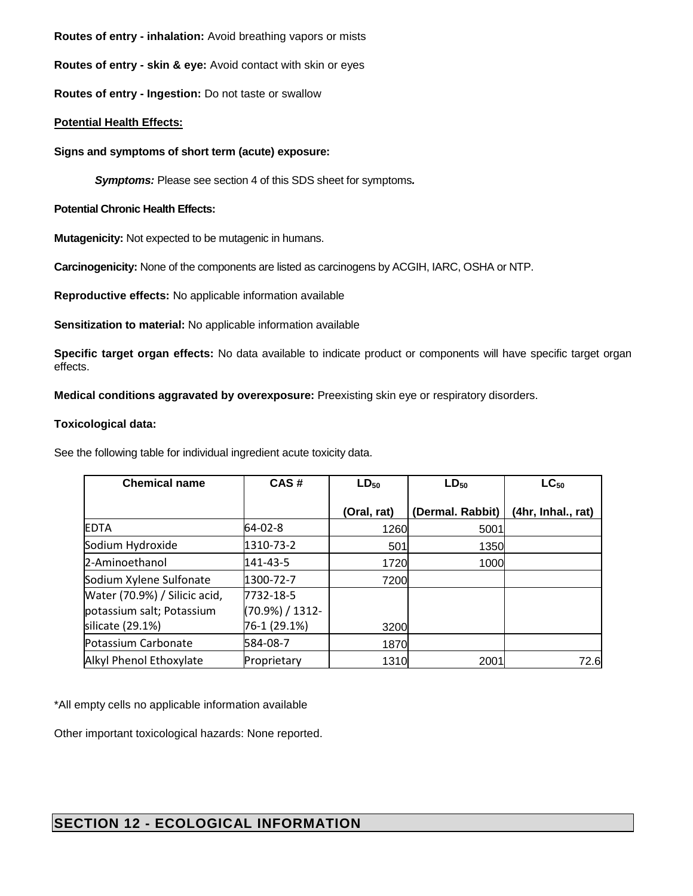**Routes of entry - inhalation:** Avoid breathing vapors or mists

**Routes of entry - skin & eye:** Avoid contact with skin or eyes

**Routes of entry - Ingestion:** Do not taste or swallow

**Potential Health Effects:**

**Signs and symptoms of short term (acute) exposure:**

***Symptoms:*** Please see section 4 of this SDS sheet for symptoms***.***

**Potential Chronic Health Effects:**

**Mutagenicity:** Not expected to be mutagenic in humans.

**Carcinogenicity:** None of the components are listed as carcinogens by ACGIH, IARC, OSHA or NTP.

**Reproductive effects:** No applicable information available

**Sensitization to material:** No applicable information available

**Specific target organ effects:** No data available to indicate product or components will have specific target organ effects.

**Medical conditions aggravated by overexposure:** Preexisting skin eye or respiratory disorders.

**Toxicological data:**

See the following table for individual ingredient acute toxicity data.

| Chemical name | CAS # | $LD_{50}$ (Oral, rat) | $LD_{50}$ (Dermal. Rabbit) | $LC_{50}$ (4hr, Inhal., rat) |
|---|---|---|---|---|
| EDTA | 64-02-8 | 1260 | 5001 | |
| Sodium Hydroxide | 1310-73-2 | 501 | 1350 | |
| 2-Aminoethanol | 141-43-5 | 1720 | 1000 | |
| Sodium Xylene Sulfonate | 1300-72-7 | 7200 | | |
| Water (70.9%) / Silicic acid, potassium salt; Potassium silicate (29.1%) | 7732-18-5 (70.9%) / 1312-76-1 (29.1%) | 3200 | | |
| Potassium Carbonate | 584-08-7 | 1870 | | |
| Alkyl Phenol Ethoxylate | Proprietary | 1310 | 2001 | 72.6 |

*All empty cells no applicable information available

Other important toxicological hazards: None reported.

## SECTION 12 - ECOLOGICAL INFORMATION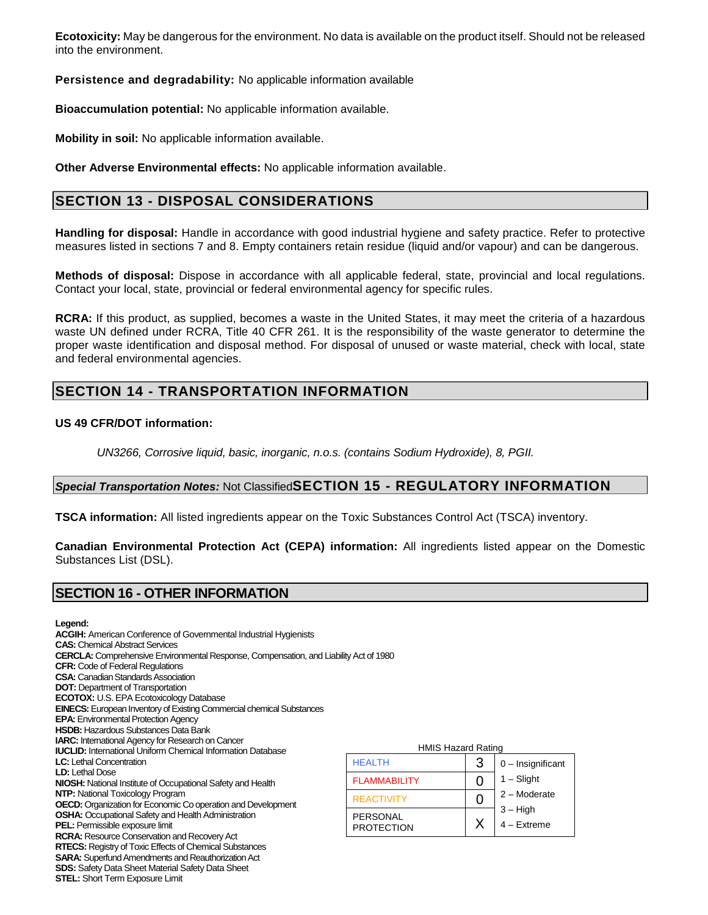**Ecotoxicity:** May be dangerous for the environment. No data is available on the product itself. Should not be released into the environment.

**Persistence and degradability:** No applicable information available

**Bioaccumulation potential:** No applicable information available.

**Mobility in soil:** No applicable information available.

**Other Adverse Environmental effects:** No applicable information available.

## SECTION 13 - DISPOSAL CONSIDERATIONS

**Handling for disposal:** Handle in accordance with good industrial hygiene and safety practice. Refer to protective measures listed in sections 7 and 8. Empty containers retain residue (liquid and/or vapour) and can be dangerous.

**Methods of disposal:** Dispose in accordance with all applicable federal, state, provincial and local regulations. Contact your local, state, provincial or federal environmental agency for specific rules.

**RCRA:** If this product, as supplied, becomes a waste in the United States, it may meet the criteria of a hazardous waste UN defined under RCRA, Title 40 CFR 261. It is the responsibility of the waste generator to determine the proper waste identification and disposal method. For disposal of unused or waste material, check with local, state and federal environmental agencies.

## SECTION 14 - TRANSPORTATION INFORMATION

**US 49 CFR/DOT information:**

*UN3266, Corrosive liquid, basic, inorganic, n.o.s. (contains Sodium Hydroxide), 8, PGII.*

***Special Transportation Notes:*** Not Classified

## SECTION 15 - REGULATORY INFORMATION

**TSCA information:** All listed ingredients appear on the Toxic Substances Control Act (TSCA) inventory.

**Canadian Environmental Protection Act (CEPA) information:** All ingredients listed appear on the Domestic Substances List (DSL).

## SECTION 16 - OTHER INFORMATION

**Legend:**
**ACGIH:** American Conference of Governmental Industrial Hygienists
**CAS:** Chemical Abstract Services
**CERCLA:** Comprehensive Environmental Response, Compensation, and Liability Act of 1980
**CFR:** Code of Federal Regulations
**CSA:** Canadian Standards Association
**DOT:** Department of Transportation
**ECOTOX:** U.S. EPA Ecotoxicology Database
**EINECS:** European Inventory of Existing Commercial chemical Substances
**EPA:** Environmental Protection Agency
**HSDB:** Hazardous Substances Data Bank
**IARC:** International Agency for Research on Cancer
**IUCLID:** International Uniform Chemical Information Database
**LC:** Lethal Concentration
**LD:** Lethal Dose
**NIOSH:** National Institute of Occupational Safety and Health
**NTP:** National Toxicology Program
**OECD:** Organization for Economic Co operation and Development
**OSHA:** Occupational Safety and Health Administration
**PEL:** Permissible exposure limit
**RCRA:** Resource Conservation and Recovery Act
**RTECS:** Registry of Toxic Effects of Chemical Substances
**SARA:** Superfund Amendments and Reauthorization Act
**SDS:** Safety Data Sheet Material Safety Data Sheet
**STEL:** Short Term Exposure Limit

HMIS Hazard Rating

| | | |
|---|---|---|
| HEALTH | 3 | 0 – Insignificant |
| FLAMMABILITY | 0 | 1 – Slight |
| REACTIVITY | 0 | 2 – Moderate |
| PERSONAL PROTECTION | X | 3 – High<br>4 – Extreme |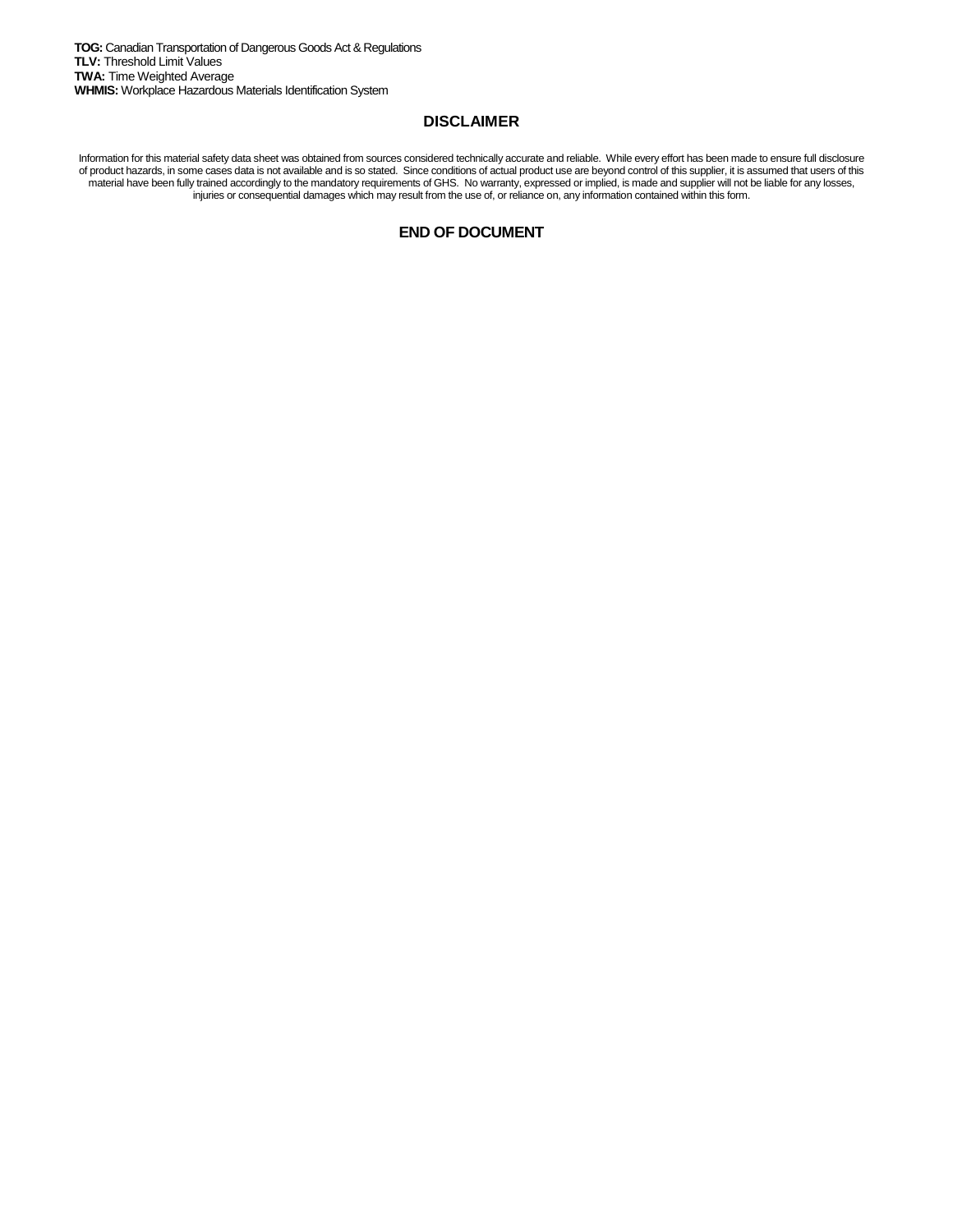**TOG:** Canadian Transportation of Dangerous Goods Act & Regulations
**TLV:** Threshold Limit Values
**TWA:** Time Weighted Average
**WHMIS:** Workplace Hazardous Materials Identification System

## DISCLAIMER

Information for this material safety data sheet was obtained from sources considered technically accurate and reliable. While every effort has been made to ensure full disclosure of product hazards, in some cases data is not available and is so stated. Since conditions of actual product use are beyond control of this supplier, it is assumed that users of this material have been fully trained accordingly to the mandatory requirements of GHS. No warranty, expressed or implied, is made and supplier will not be liable for any losses, injuries or consequential damages which may result from the use of, or reliance on, any information contained within this form.

## END OF DOCUMENT